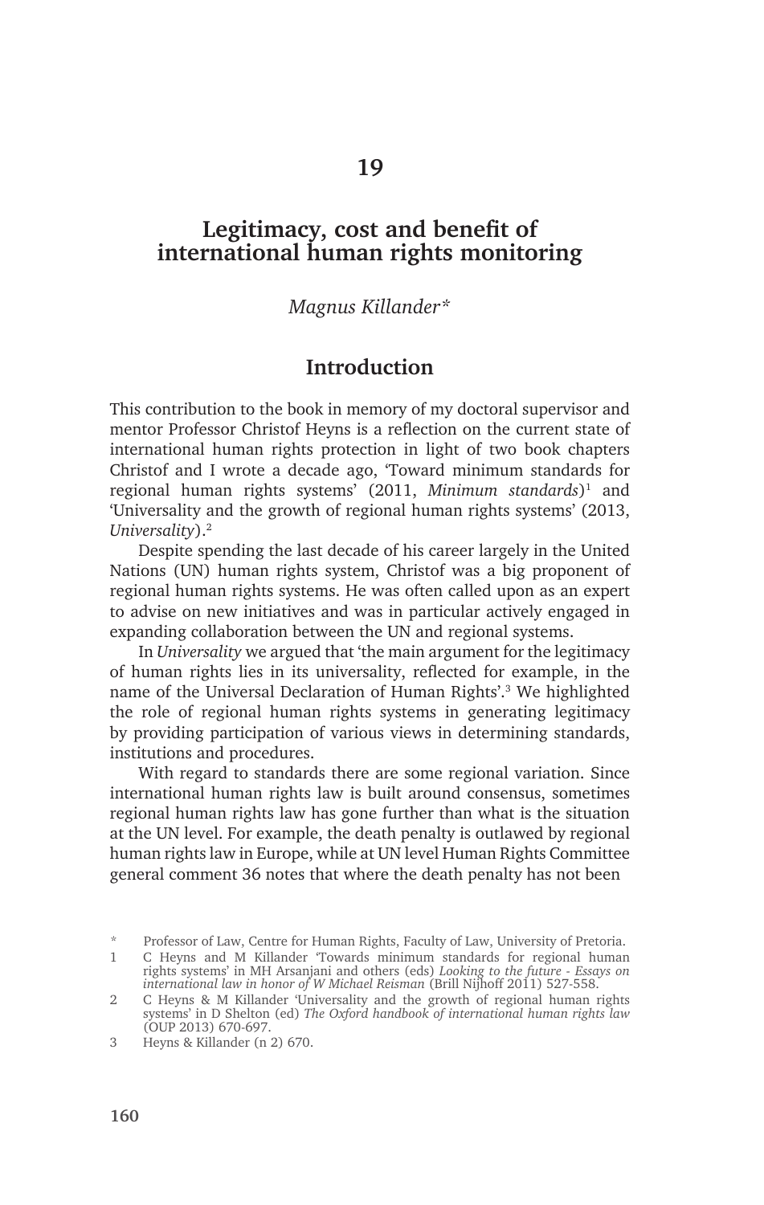# 19

## Legitimacy, cost and benefit of international human rights monitoring

*Magnus Killander**

### Introduction

This contribution to the book in memory of my doctoral supervisor and mentor Professor Christof Heyns is a reflection on the current state of international human rights protection in light of two book chapters Christof and I wrote a decade ago, 'Toward minimum standards for regional human rights systems' (2011, *Minimum standards*)[1] and 'Universality and the growth of regional human rights systems' (2013, *Universality*).[2]

Despite spending the last decade of his career largely in the United Nations (UN) human rights system, Christof was a big proponent of regional human rights systems. He was often called upon as an expert to advise on new initiatives and was in particular actively engaged in expanding collaboration between the UN and regional systems.

In *Universality* we argued that 'the main argument for the legitimacy of human rights lies in its universality, reflected for example, in the name of the Universal Declaration of Human Rights'.[3] We highlighted the role of regional human rights systems in generating legitimacy by providing participation of various views in determining standards, institutions and procedures.

With regard to standards there are some regional variation. Since international human rights law is built around consensus, sometimes regional human rights law has gone further than what is the situation at the UN level. For example, the death penalty is outlawed by regional human rights law in Europe, while at UN level Human Rights Committee general comment 36 notes that where the death penalty has not been

---

\* Professor of Law, Centre for Human Rights, Faculty of Law, University of Pretoria.

1 C Heyns and M Killander 'Towards minimum standards for regional human rights systems' in MH Arsanjani and others (eds) *Looking to the future - Essays on international law in honor of W Michael Reisman* (Brill Nijhoff 2011) 527-558.

2 C Heyns & M Killander 'Universality and the growth of regional human rights systems' in D Shelton (ed) *The Oxford handbook of international human rights law* (OUP 2013) 670-697.

3 Heyns & Killander (n 2) 670.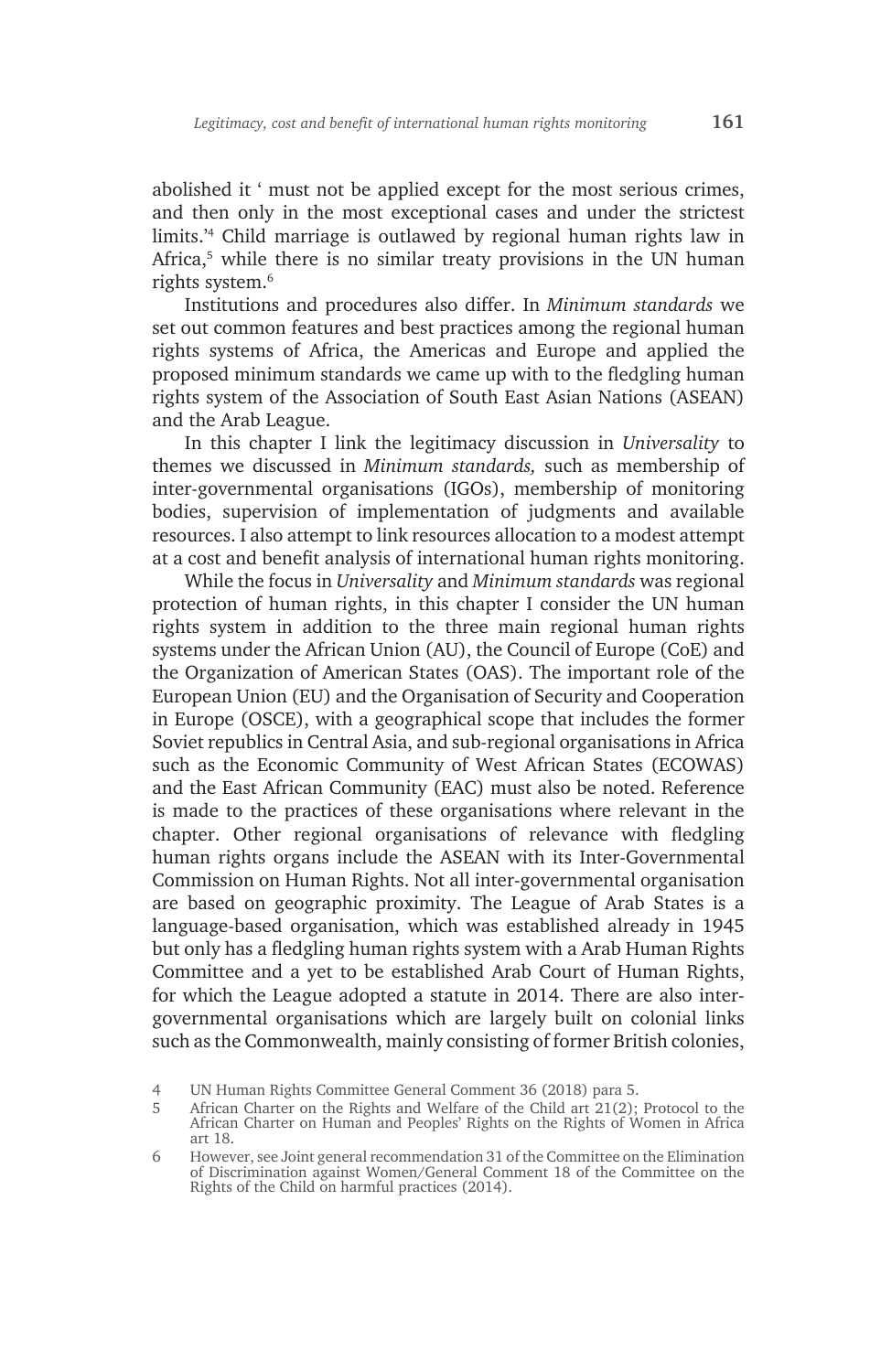abolished it ' must not be applied except for the most serious crimes, and then only in the most exceptional cases and under the strictest limits.'[4] Child marriage is outlawed by regional human rights law in Africa,[5] while there is no similar treaty provisions in the UN human rights system.[6]

Institutions and procedures also differ. In *Minimum standards* we set out common features and best practices among the regional human rights systems of Africa, the Americas and Europe and applied the proposed minimum standards we came up with to the fledgling human rights system of the Association of South East Asian Nations (ASEAN) and the Arab League.

In this chapter I link the legitimacy discussion in *Universality* to themes we discussed in *Minimum standards,* such as membership of inter-governmental organisations (IGOs), membership of monitoring bodies, supervision of implementation of judgments and available resources. I also attempt to link resources allocation to a modest attempt at a cost and benefit analysis of international human rights monitoring.

While the focus in *Universality* and *Minimum standards* was regional protection of human rights, in this chapter I consider the UN human rights system in addition to the three main regional human rights systems under the African Union (AU), the Council of Europe (CoE) and the Organization of American States (OAS). The important role of the European Union (EU) and the Organisation of Security and Cooperation in Europe (OSCE), with a geographical scope that includes the former Soviet republics in Central Asia, and sub-regional organisations in Africa such as the Economic Community of West African States (ECOWAS) and the East African Community (EAC) must also be noted. Reference is made to the practices of these organisations where relevant in the chapter. Other regional organisations of relevance with fledgling human rights organs include the ASEAN with its Inter-Governmental Commission on Human Rights. Not all inter-governmental organisation are based on geographic proximity. The League of Arab States is a language-based organisation, which was established already in 1945 but only has a fledgling human rights system with a Arab Human Rights Committee and a yet to be established Arab Court of Human Rights, for which the League adopted a statute in 2014. There are also inter-governmental organisations which are largely built on colonial links such as the Commonwealth, mainly consisting of former British colonies,

---

4 UN Human Rights Committee General Comment 36 (2018) para 5.

5 African Charter on the Rights and Welfare of the Child art 21(2); Protocol to the African Charter on Human and Peoples' Rights on the Rights of Women in Africa art 18.

6 However, see Joint general recommendation 31 of the Committee on the Elimination of Discrimination against Women/General Comment 18 of the Committee on the Rights of the Child on harmful practices (2014).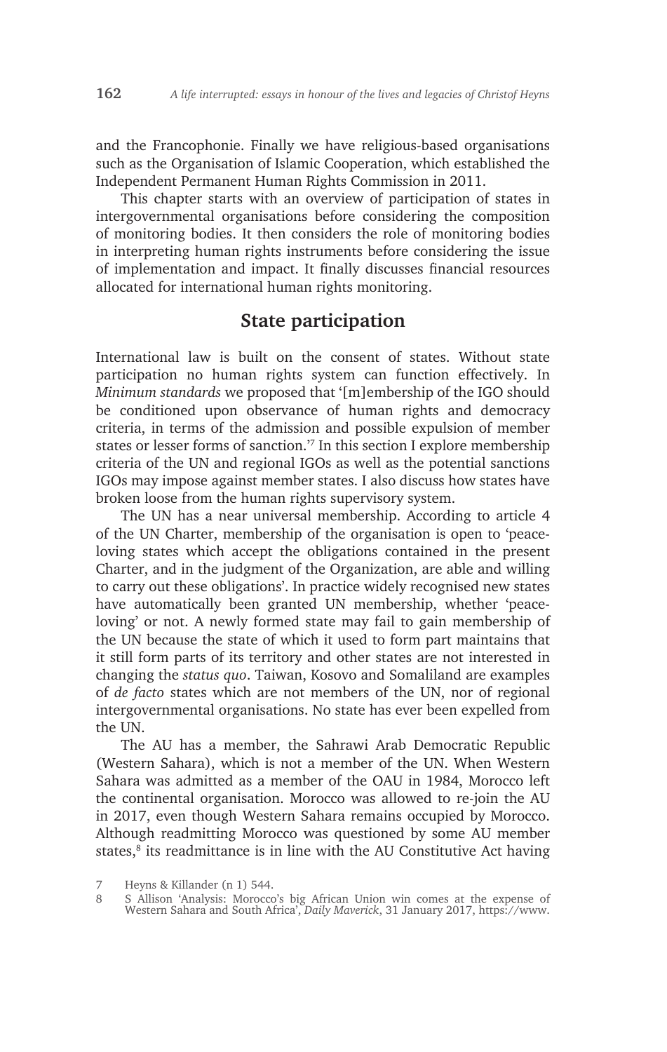and the Francophonie. Finally we have religious-based organisations such as the Organisation of Islamic Cooperation, which established the Independent Permanent Human Rights Commission in 2011.

This chapter starts with an overview of participation of states in intergovernmental organisations before considering the composition of monitoring bodies. It then considers the role of monitoring bodies in interpreting human rights instruments before considering the issue of implementation and impact. It finally discusses financial resources allocated for international human rights monitoring.

## State participation

International law is built on the consent of states. Without state participation no human rights system can function effectively. In *Minimum standards* we proposed that '[m]embership of the IGO should be conditioned upon observance of human rights and democracy criteria, in terms of the admission and possible expulsion of member states or lesser forms of sanction.'[7] In this section I explore membership criteria of the UN and regional IGOs as well as the potential sanctions IGOs may impose against member states. I also discuss how states have broken loose from the human rights supervisory system.

The UN has a near universal membership. According to article 4 of the UN Charter, membership of the organisation is open to 'peace-loving states which accept the obligations contained in the present Charter, and in the judgment of the Organization, are able and willing to carry out these obligations'. In practice widely recognised new states have automatically been granted UN membership, whether 'peace-loving' or not. A newly formed state may fail to gain membership of the UN because the state of which it used to form part maintains that it still form parts of its territory and other states are not interested in changing the *status quo*. Taiwan, Kosovo and Somaliland are examples of *de facto* states which are not members of the UN, nor of regional intergovernmental organisations. No state has ever been expelled from the UN.

The AU has a member, the Sahrawi Arab Democratic Republic (Western Sahara), which is not a member of the UN. When Western Sahara was admitted as a member of the OAU in 1984, Morocco left the continental organisation. Morocco was allowed to re-join the AU in 2017, even though Western Sahara remains occupied by Morocco. Although readmitting Morocco was questioned by some AU member states,[8] its readmittance is in line with the AU Constitutive Act having

7 Heyns & Killander (n 1) 544.

8 S Allison 'Analysis: Morocco's big African Union win comes at the expense of Western Sahara and South Africa', *Daily Maverick*, 31 January 2017, https://www.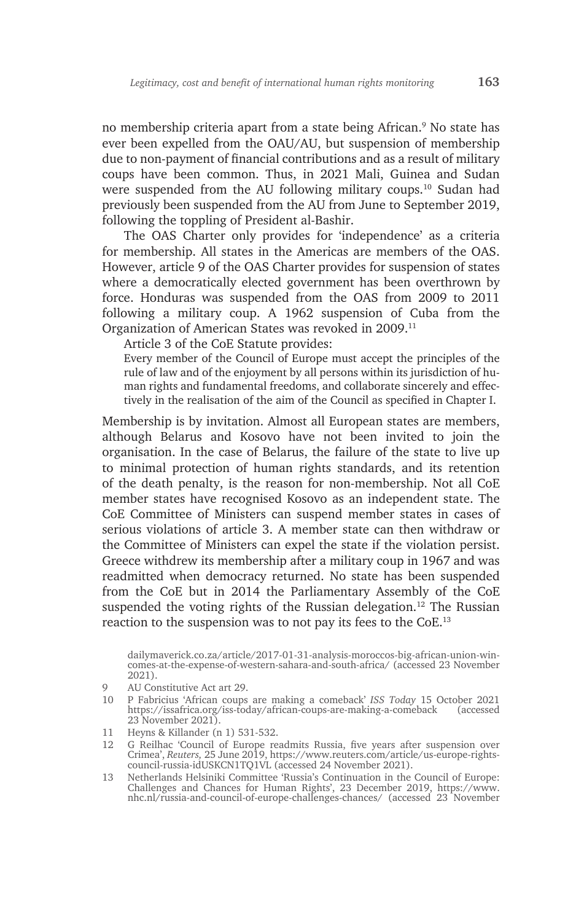no membership criteria apart from a state being African.[9] No state has ever been expelled from the OAU/AU, but suspension of membership due to non-payment of financial contributions and as a result of military coups have been common. Thus, in 2021 Mali, Guinea and Sudan were suspended from the AU following military coups.[10] Sudan had previously been suspended from the AU from June to September 2019, following the toppling of President al-Bashir.

The OAS Charter only provides for 'independence' as a criteria for membership. All states in the Americas are members of the OAS. However, article 9 of the OAS Charter provides for suspension of states where a democratically elected government has been overthrown by force. Honduras was suspended from the OAS from 2009 to 2011 following a military coup. A 1962 suspension of Cuba from the Organization of American States was revoked in 2009.[11]

Article 3 of the CoE Statute provides:

> Every member of the Council of Europe must accept the principles of the rule of law and of the enjoyment by all persons within its jurisdiction of human rights and fundamental freedoms, and collaborate sincerely and effectively in the realisation of the aim of the Council as specified in Chapter I.

Membership is by invitation. Almost all European states are members, although Belarus and Kosovo have not been invited to join the organisation. In the case of Belarus, the failure of the state to live up to minimal protection of human rights standards, and its retention of the death penalty, is the reason for non-membership. Not all CoE member states have recognised Kosovo as an independent state. The CoE Committee of Ministers can suspend member states in cases of serious violations of article 3. A member state can then withdraw or the Committee of Ministers can expel the state if the violation persist. Greece withdrew its membership after a military coup in 1967 and was readmitted when democracy returned. No state has been suspended from the CoE but in 2014 the Parliamentary Assembly of the CoE suspended the voting rights of the Russian delegation.[12] The Russian reaction to the suspension was to not pay its fees to the CoE.[13]

dailymaverick.co.za/article/2017-01-31-analysis-moroccos-big-african-union-win-comes-at-the-expense-of-western-sahara-and-south-africa/ (accessed 23 November 2021).

9 AU Constitutive Act art 29.

10 P Fabricius 'African coups are making a comeback' *ISS Today* 15 October 2021 https://issafrica.org/iss-today/african-coups-are-making-a-comeback (accessed 23 November 2021).

11 Heyns & Killander (n 1) 531-532.

12 G Reilhac 'Council of Europe readmits Russia, five years after suspension over Crimea', *Reuters*, 25 June 2019, https://www.reuters.com/article/us-europe-rights-council-russia-idUSKCN1TQ1VL (accessed 24 November 2021).

13 Netherlands Helsiniki Committee 'Russia's Continuation in the Council of Europe: Challenges and Chances for Human Rights', 23 December 2019, https://www.nhc.nl/russia-and-council-of-europe-challenges-chances/ (accessed 23 November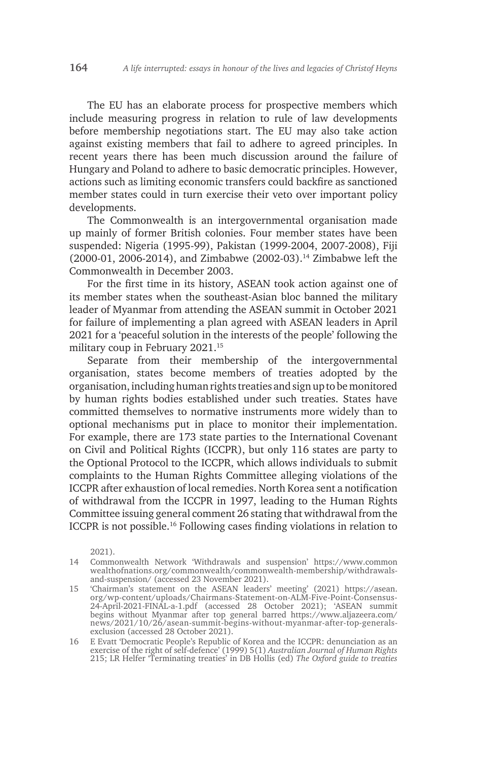The EU has an elaborate process for prospective members which include measuring progress in relation to rule of law developments before membership negotiations start. The EU may also take action against existing members that fail to adhere to agreed principles. In recent years there has been much discussion around the failure of Hungary and Poland to adhere to basic democratic principles. However, actions such as limiting economic transfers could backfire as sanctioned member states could in turn exercise their veto over important policy developments.

The Commonwealth is an intergovernmental organisation made up mainly of former British colonies. Four member states have been suspended: Nigeria (1995-99), Pakistan (1999-2004, 2007-2008), Fiji (2000-01, 2006-2014), and Zimbabwe (2002-03).[14] Zimbabwe left the Commonwealth in December 2003.

For the first time in its history, ASEAN took action against one of its member states when the southeast-Asian bloc banned the military leader of Myanmar from attending the ASEAN summit in October 2021 for failure of implementing a plan agreed with ASEAN leaders in April 2021 for a 'peaceful solution in the interests of the people' following the military coup in February 2021.[15]

Separate from their membership of the intergovernmental organisation, states become members of treaties adopted by the organisation, including human rights treaties and sign up to be monitored by human rights bodies established under such treaties. States have committed themselves to normative instruments more widely than to optional mechanisms put in place to monitor their implementation. For example, there are 173 state parties to the International Covenant on Civil and Political Rights (ICCPR), but only 116 states are party to the Optional Protocol to the ICCPR, which allows individuals to submit complaints to the Human Rights Committee alleging violations of the ICCPR after exhaustion of local remedies. North Korea sent a notification of withdrawal from the ICCPR in 1997, leading to the Human Rights Committee issuing general comment 26 stating that withdrawal from the ICCPR is not possible.[16] Following cases finding violations in relation to

2021).

14 Commonwealth Network 'Withdrawals and suspension' https://www.commonwealthofnations.org/commonwealth/commonwealth-membership/withdrawals-and-suspension/ (accessed 23 November 2021).

15 'Chairman's statement on the ASEAN leaders' meeting' (2021) https://asean.org/wp-content/uploads/Chairmans-Statement-on-ALM-Five-Point-Consensus-24-April-2021-FINAL-a-1.pdf (accessed 28 October 2021); 'ASEAN summit begins without Myanmar after top general barred https://www.aljazeera.com/news/2021/10/26/asean-summit-begins-without-myanmar-after-top-generals-exclusion (accessed 28 October 2021).

16 E Evatt 'Democratic People's Republic of Korea and the ICCPR: denunciation as an exercise of the right of self-defence' (1999) 5(1) *Australian Journal of Human Rights* 215; LR Helfer 'Terminating treaties' in DB Hollis (ed) *The Oxford guide to treaties*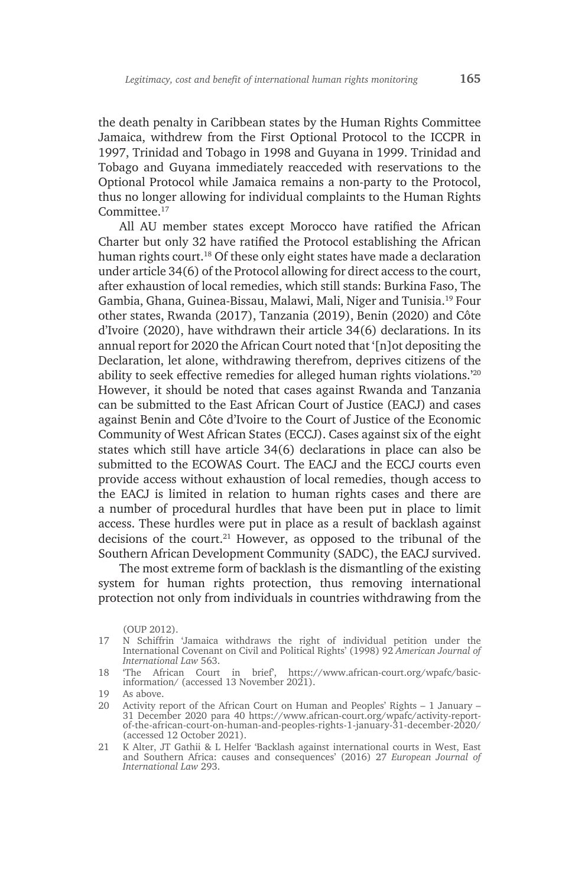the death penalty in Caribbean states by the Human Rights Committee Jamaica, withdrew from the First Optional Protocol to the ICCPR in 1997, Trinidad and Tobago in 1998 and Guyana in 1999. Trinidad and Tobago and Guyana immediately reacceded with reservations to the Optional Protocol while Jamaica remains a non-party to the Protocol, thus no longer allowing for individual complaints to the Human Rights Committee.[17]

All AU member states except Morocco have ratified the African Charter but only 32 have ratified the Protocol establishing the African human rights court.[18] Of these only eight states have made a declaration under article 34(6) of the Protocol allowing for direct access to the court, after exhaustion of local remedies, which still stands: Burkina Faso, The Gambia, Ghana, Guinea-Bissau, Malawi, Mali, Niger and Tunisia.[19] Four other states, Rwanda (2017), Tanzania (2019), Benin (2020) and Côte d'Ivoire (2020), have withdrawn their article 34(6) declarations. In its annual report for 2020 the African Court noted that '[n]ot depositing the Declaration, let alone, withdrawing therefrom, deprives citizens of the ability to seek effective remedies for alleged human rights violations.'[20] However, it should be noted that cases against Rwanda and Tanzania can be submitted to the East African Court of Justice (EACJ) and cases against Benin and Côte d'Ivoire to the Court of Justice of the Economic Community of West African States (ECCJ). Cases against six of the eight states which still have article 34(6) declarations in place can also be submitted to the ECOWAS Court. The EACJ and the ECCJ courts even provide access without exhaustion of local remedies, though access to the EACJ is limited in relation to human rights cases and there are a number of procedural hurdles that have been put in place to limit access. These hurdles were put in place as a result of backlash against decisions of the court.[21] However, as opposed to the tribunal of the Southern African Development Community (SADC), the EACJ survived.

The most extreme form of backlash is the dismantling of the existing system for human rights protection, thus removing international protection not only from individuals in countries withdrawing from the

(OUP 2012).

17 N Schiffrin 'Jamaica withdraws the right of individual petition under the International Covenant on Civil and Political Rights' (1998) 92 *American Journal of International Law* 563.

18 'The African Court in brief', https://www.african-court.org/wpafc/basic-information/ (accessed 13 November 2021).

19 As above.

20 Activity report of the African Court on Human and Peoples' Rights – 1 January – 31 December 2020 para 40 https://www.african-court.org/wpafc/activity-report-of-the-african-court-on-human-and-peoples-rights-1-january-31-december-2020/ (accessed 12 October 2021).

21 K Alter, JT Gathii & L Helfer 'Backlash against international courts in West, East and Southern Africa: causes and consequences' (2016) 27 *European Journal of International Law* 293.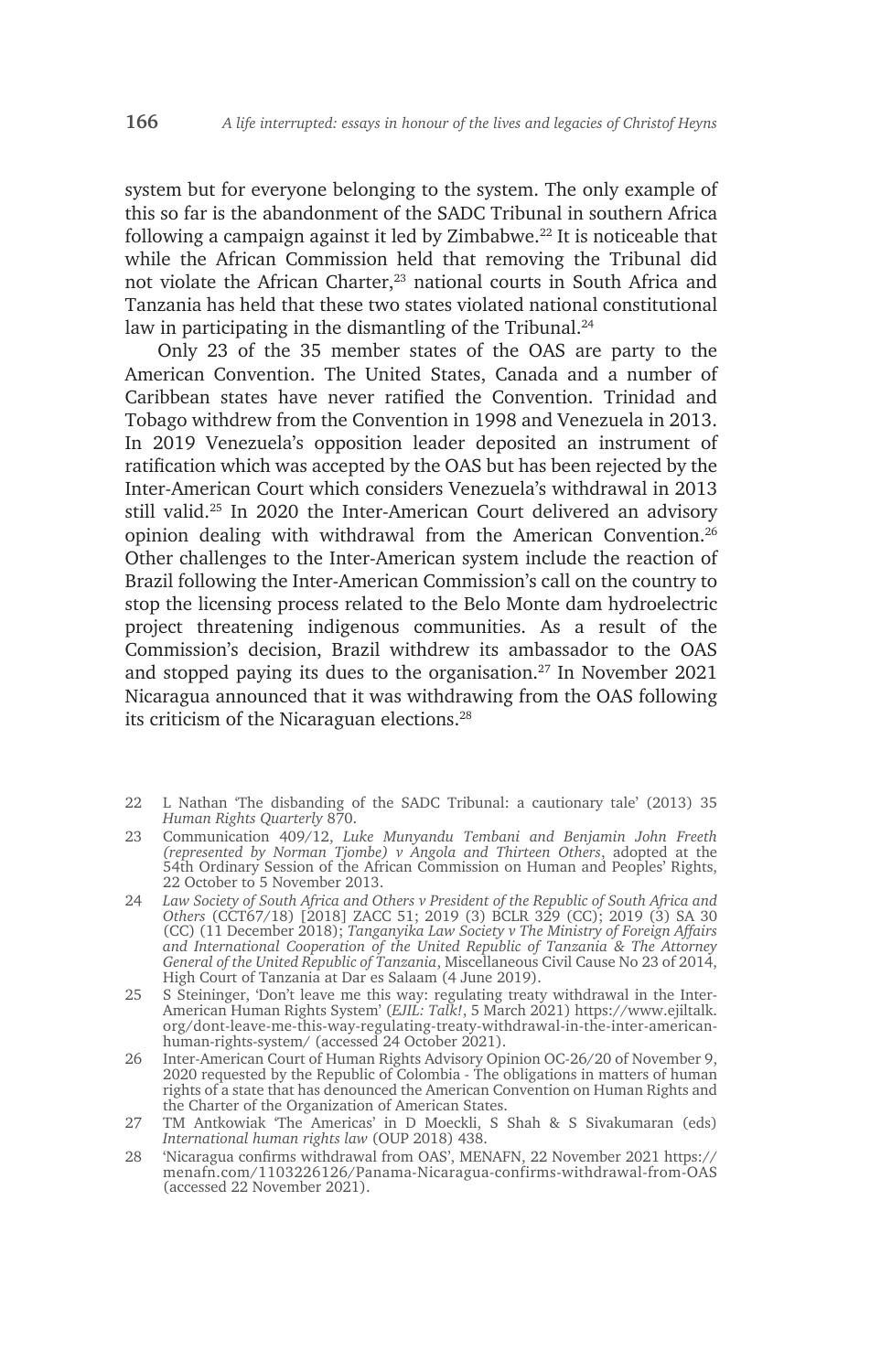system but for everyone belonging to the system. The only example of this so far is the abandonment of the SADC Tribunal in southern Africa following a campaign against it led by Zimbabwe.[22] It is noticeable that while the African Commission held that removing the Tribunal did not violate the African Charter,[23] national courts in South Africa and Tanzania has held that these two states violated national constitutional law in participating in the dismantling of the Tribunal.[24]

Only 23 of the 35 member states of the OAS are party to the American Convention. The United States, Canada and a number of Caribbean states have never ratified the Convention. Trinidad and Tobago withdrew from the Convention in 1998 and Venezuela in 2013. In 2019 Venezuela's opposition leader deposited an instrument of ratification which was accepted by the OAS but has been rejected by the Inter-American Court which considers Venezuela's withdrawal in 2013 still valid.[25] In 2020 the Inter-American Court delivered an advisory opinion dealing with withdrawal from the American Convention.[26] Other challenges to the Inter-American system include the reaction of Brazil following the Inter-American Commission's call on the country to stop the licensing process related to the Belo Monte dam hydroelectric project threatening indigenous communities. As a result of the Commission's decision, Brazil withdrew its ambassador to the OAS and stopped paying its dues to the organisation.[27] In November 2021 Nicaragua announced that it was withdrawing from the OAS following its criticism of the Nicaraguan elections.[28]

---

22 L Nathan 'The disbanding of the SADC Tribunal: a cautionary tale' (2013) 35 *Human Rights Quarterly* 870.

23 Communication 409/12, *Luke Munyandu Tembani and Benjamin John Freeth (represented by Norman Tjombe) v Angola and Thirteen Others*, adopted at the 54th Ordinary Session of the African Commission on Human and Peoples' Rights, 22 October to 5 November 2013.

24 *Law Society of South Africa and Others v President of the Republic of South Africa and Others* (CCT67/18) [2018] ZACC 51; 2019 (3) BCLR 329 (CC); 2019 (3) SA 30 (CC) (11 December 2018); *Tanganyika Law Society v The Ministry of Foreign Affairs and International Cooperation of the United Republic of Tanzania & The Attorney General of the United Republic of Tanzania*, Miscellaneous Civil Cause No 23 of 2014, High Court of Tanzania at Dar es Salaam (4 June 2019).

25 S Steininger, 'Don't leave me this way: regulating treaty withdrawal in the Inter-American Human Rights System' (*EJIL: Talk!*, 5 March 2021) https://www.ejiltalk.org/dont-leave-me-this-way-regulating-treaty-withdrawal-in-the-inter-american-human-rights-system/ (accessed 24 October 2021).

26 Inter-American Court of Human Rights Advisory Opinion OC-26/20 of November 9, 2020 requested by the Republic of Colombia - The obligations in matters of human rights of a state that has denounced the American Convention on Human Rights and the Charter of the Organization of American States.

27 TM Antkowiak 'The Americas' in D Moeckli, S Shah & S Sivakumaran (eds) *International human rights law* (OUP 2018) 438.

28 'Nicaragua confirms withdrawal from OAS', MENAFN, 22 November 2021 https://menafn.com/1103226126/Panama-Nicaragua-confirms-withdrawal-from-OAS (accessed 22 November 2021).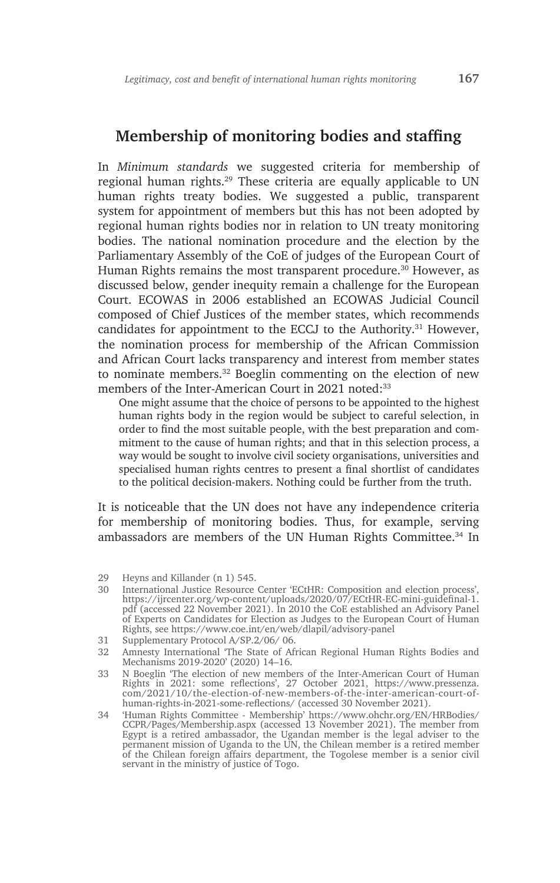## Membership of monitoring bodies and staffing

In *Minimum standards* we suggested criteria for membership of regional human rights.[29] These criteria are equally applicable to UN human rights treaty bodies. We suggested a public, transparent system for appointment of members but this has not been adopted by regional human rights bodies nor in relation to UN treaty monitoring bodies. The national nomination procedure and the election by the Parliamentary Assembly of the CoE of judges of the European Court of Human Rights remains the most transparent procedure.[30] However, as discussed below, gender inequity remain a challenge for the European Court. ECOWAS in 2006 established an ECOWAS Judicial Council composed of Chief Justices of the member states, which recommends candidates for appointment to the ECCJ to the Authority.[31] However, the nomination process for membership of the African Commission and African Court lacks transparency and interest from member states to nominate members.[32] Boeglin commenting on the election of new members of the Inter-American Court in 2021 noted:[33]

> One might assume that the choice of persons to be appointed to the highest human rights body in the region would be subject to careful selection, in order to find the most suitable people, with the best preparation and commitment to the cause of human rights; and that in this selection process, a way would be sought to involve civil society organisations, universities and specialised human rights centres to present a final shortlist of candidates to the political decision-makers. Nothing could be further from the truth.

It is noticeable that the UN does not have any independence criteria for membership of monitoring bodies. Thus, for example, serving ambassadors are members of the UN Human Rights Committee.[34] In

---

29 Heyns and Killander (n 1) 545.

30 International Justice Resource Center 'ECtHR: Composition and election process', https://ijrcenter.org/wp-content/uploads/2020/07/ECtHR-EC-mini-guidefinal-1.pdf (accessed 22 November 2021). In 2010 the CoE established an Advisory Panel of Experts on Candidates for Election as Judges to the European Court of Human Rights, see https://www.coe.int/en/web/dlapil/advisory-panel

31 Supplementary Protocol A/SP.2/06/ 06.

32 Amnesty International 'The State of African Regional Human Rights Bodies and Mechanisms 2019-2020' (2020) 14–16.

33 N Boeglin 'The election of new members of the Inter-American Court of Human Rights in 2021: some reflections', 27 October 2021, https://www.pressenza.com/2021/10/the-election-of-new-members-of-the-inter-american-court-of-human-rights-in-2021-some-reflections/ (accessed 30 November 2021).

34 'Human Rights Committee - Membership' https://www.ohchr.org/EN/HRBodies/CCPR/Pages/Membership.aspx (accessed 13 November 2021). The member from Egypt is a retired ambassador, the Ugandan member is the legal adviser to the permanent mission of Uganda to the UN, the Chilean member is a retired member of the Chilean foreign affairs department, the Togolese member is a senior civil servant in the ministry of justice of Togo.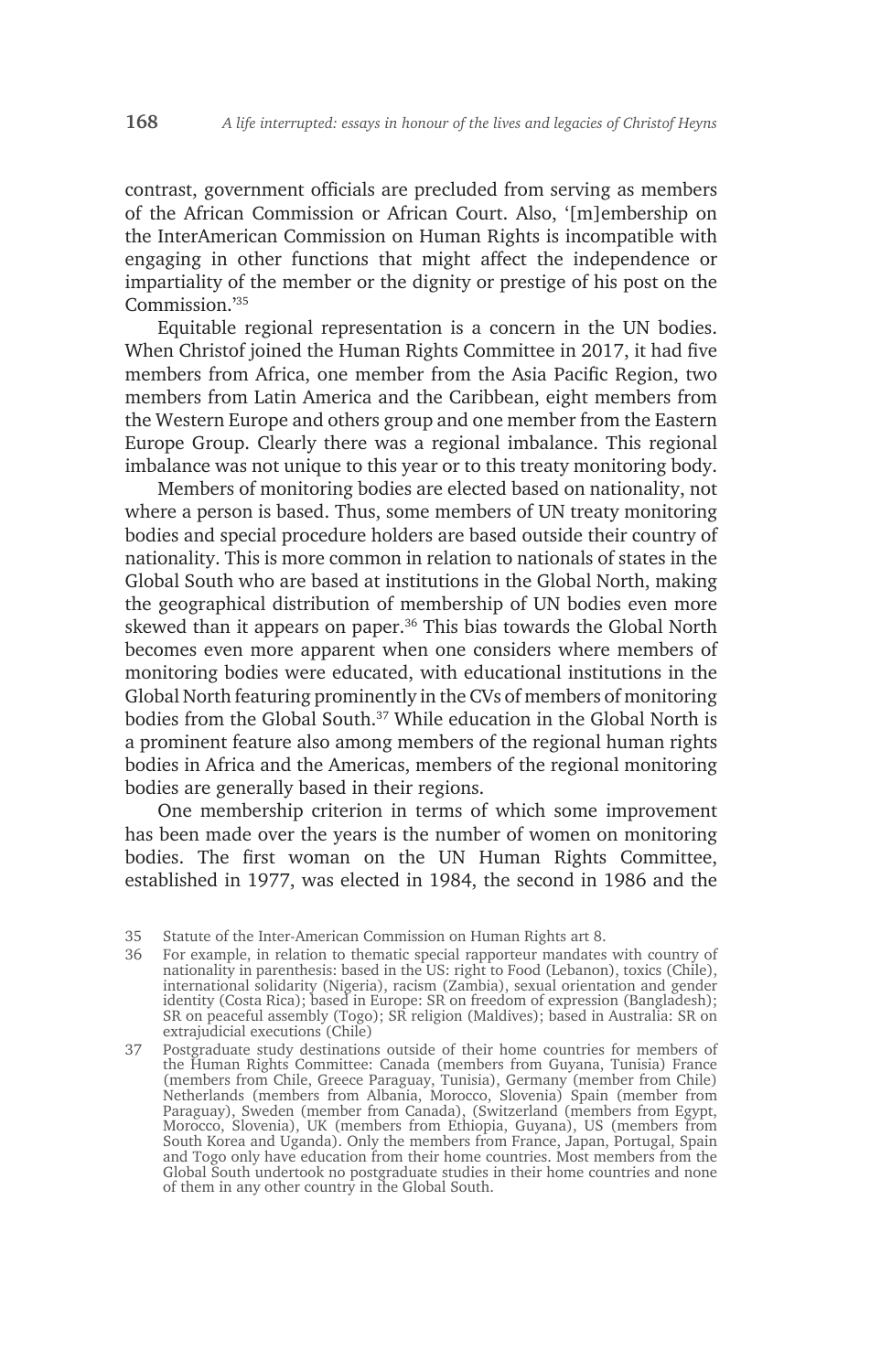contrast, government officials are precluded from serving as members of the African Commission or African Court. Also, '[m]embership on the InterAmerican Commission on Human Rights is incompatible with engaging in other functions that might affect the independence or impartiality of the member or the dignity or prestige of his post on the Commission.'[35]

Equitable regional representation is a concern in the UN bodies. When Christof joined the Human Rights Committee in 2017, it had five members from Africa, one member from the Asia Pacific Region, two members from Latin America and the Caribbean, eight members from the Western Europe and others group and one member from the Eastern Europe Group. Clearly there was a regional imbalance. This regional imbalance was not unique to this year or to this treaty monitoring body.

Members of monitoring bodies are elected based on nationality, not where a person is based. Thus, some members of UN treaty monitoring bodies and special procedure holders are based outside their country of nationality. This is more common in relation to nationals of states in the Global South who are based at institutions in the Global North, making the geographical distribution of membership of UN bodies even more skewed than it appears on paper.[36] This bias towards the Global North becomes even more apparent when one considers where members of monitoring bodies were educated, with educational institutions in the Global North featuring prominently in the CVs of members of monitoring bodies from the Global South.[37] While education in the Global North is a prominent feature also among members of the regional human rights bodies in Africa and the Americas, members of the regional monitoring bodies are generally based in their regions.

One membership criterion in terms of which some improvement has been made over the years is the number of women on monitoring bodies. The first woman on the UN Human Rights Committee, established in 1977, was elected in 1984, the second in 1986 and the

35 Statute of the Inter-American Commission on Human Rights art 8.

36 For example, in relation to thematic special rapporteur mandates with country of nationality in parenthesis: based in the US: right to Food (Lebanon), toxics (Chile), international solidarity (Nigeria), racism (Zambia), sexual orientation and gender identity (Costa Rica); based in Europe: SR on freedom of expression (Bangladesh); SR on peaceful assembly (Togo); SR religion (Maldives); based in Australia: SR on extrajudicial executions (Chile)

37 Postgraduate study destinations outside of their home countries for members of the Human Rights Committee: Canada (members from Guyana, Tunisia) France (members from Chile, Greece Paraguay, Tunisia), Germany (member from Chile) Netherlands (members from Albania, Morocco, Slovenia) Spain (member from Paraguay), Sweden (member from Canada), (Switzerland (members from Egypt, Morocco, Slovenia), UK (members from Ethiopia, Guyana), US (members from South Korea and Uganda). Only the members from France, Japan, Portugal, Spain and Togo only have education from their home countries. Most members from the Global South undertook no postgraduate studies in their home countries and none of them in any other country in the Global South.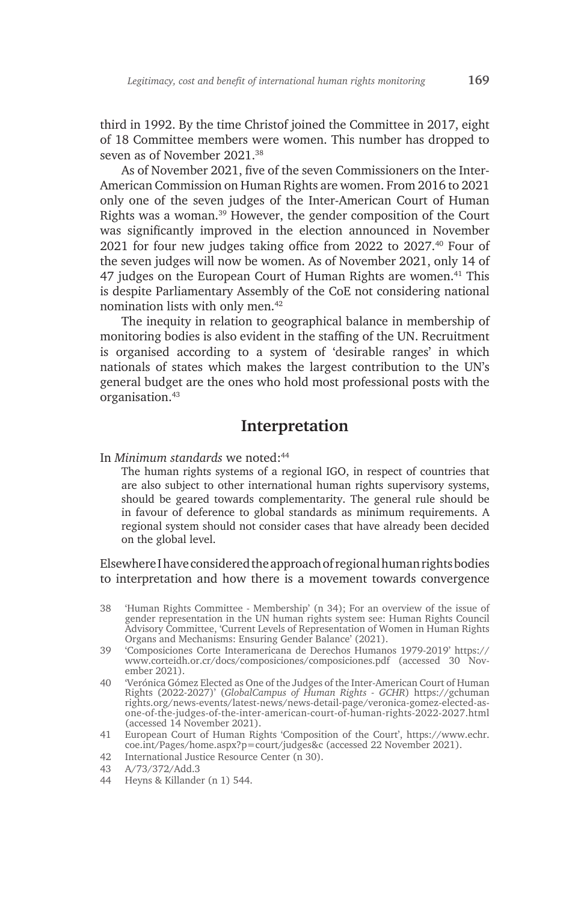third in 1992. By the time Christof joined the Committee in 2017, eight of 18 Committee members were women. This number has dropped to seven as of November 2021.[38]

As of November 2021, five of the seven Commissioners on the Inter-American Commission on Human Rights are women. From 2016 to 2021 only one of the seven judges of the Inter-American Court of Human Rights was a woman.[39] However, the gender composition of the Court was significantly improved in the election announced in November 2021 for four new judges taking office from 2022 to 2027.[40] Four of the seven judges will now be women. As of November 2021, only 14 of 47 judges on the European Court of Human Rights are women.[41] This is despite Parliamentary Assembly of the CoE not considering national nomination lists with only men.[42]

The inequity in relation to geographical balance in membership of monitoring bodies is also evident in the staffing of the UN. Recruitment is organised according to a system of 'desirable ranges' in which nationals of states which makes the largest contribution to the UN's general budget are the ones who hold most professional posts with the organisation.[43]

## Interpretation

In *Minimum standards* we noted:[44]

> The human rights systems of a regional IGO, in respect of countries that are also subject to other international human rights supervisory systems, should be geared towards complementarity. The general rule should be in favour of deference to global standards as minimum requirements. A regional system should not consider cases that have already been decided on the global level.

Elsewhere I have considered the approach of regional human rights bodies to interpretation and how there is a movement towards convergence

---

38 'Human Rights Committee - Membership' (n 34); For an overview of the issue of gender representation in the UN human rights system see: Human Rights Council Advisory Committee, 'Current Levels of Representation of Women in Human Rights Organs and Mechanisms: Ensuring Gender Balance' (2021).

39 'Composiciones Corte Interamericana de Derechos Humanos 1979-2019' https://www.corteidh.or.cr/docs/composiciones/composiciones.pdf (accessed 30 November 2021).

40 'Verónica Gómez Elected as One of the Judges of the Inter-American Court of Human Rights (2022-2027)' (*GlobalCampus of Human Rights - GCHR*) https://gchumanrights.org/news-events/latest-news/news-detail-page/veronica-gomez-elected-as-one-of-the-judges-of-the-inter-american-court-of-human-rights-2022-2027.html (accessed 14 November 2021).

41 European Court of Human Rights 'Composition of the Court', https://www.echr.coe.int/Pages/home.aspx?p=court/judges&c (accessed 22 November 2021).

42 International Justice Resource Center (n 30).

43 A/73/372/Add.3

44 Heyns & Killander (n 1) 544.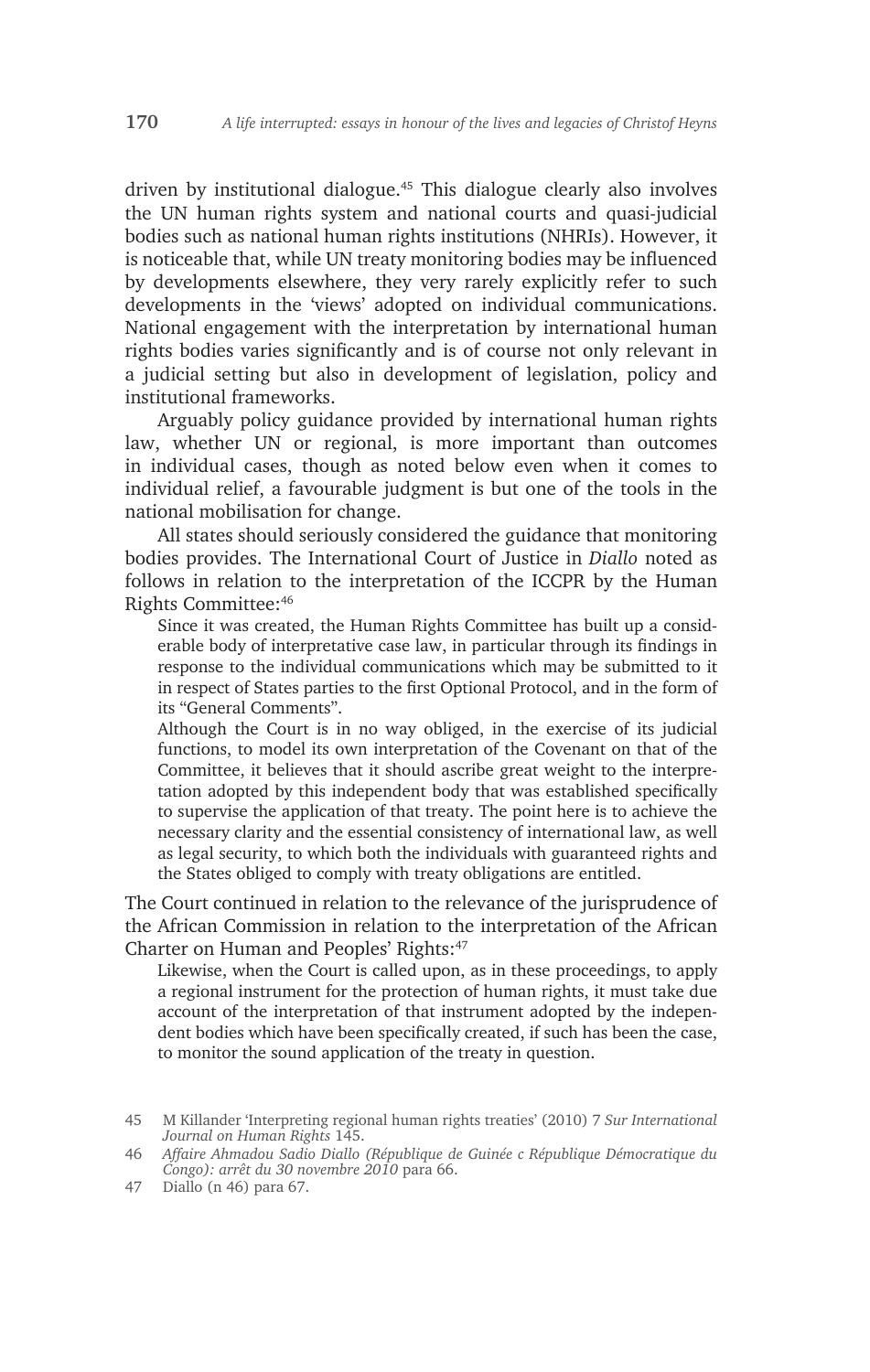driven by institutional dialogue.[45] This dialogue clearly also involves the UN human rights system and national courts and quasi-judicial bodies such as national human rights institutions (NHRIs). However, it is noticeable that, while UN treaty monitoring bodies may be influenced by developments elsewhere, they very rarely explicitly refer to such developments in the 'views' adopted on individual communications. National engagement with the interpretation by international human rights bodies varies significantly and is of course not only relevant in a judicial setting but also in development of legislation, policy and institutional frameworks.

Arguably policy guidance provided by international human rights law, whether UN or regional, is more important than outcomes in individual cases, though as noted below even when it comes to individual relief, a favourable judgment is but one of the tools in the national mobilisation for change.

All states should seriously considered the guidance that monitoring bodies provides. The International Court of Justice in *Diallo* noted as follows in relation to the interpretation of the ICCPR by the Human Rights Committee:[46]

> Since it was created, the Human Rights Committee has built up a considerable body of interpretative case law, in particular through its findings in response to the individual communications which may be submitted to it in respect of States parties to the first Optional Protocol, and in the form of its "General Comments".
>
> Although the Court is in no way obliged, in the exercise of its judicial functions, to model its own interpretation of the Covenant on that of the Committee, it believes that it should ascribe great weight to the interpretation adopted by this independent body that was established specifically to supervise the application of that treaty. The point here is to achieve the necessary clarity and the essential consistency of international law, as well as legal security, to which both the individuals with guaranteed rights and the States obliged to comply with treaty obligations are entitled.

The Court continued in relation to the relevance of the jurisprudence of the African Commission in relation to the interpretation of the African Charter on Human and Peoples' Rights:[47]

> Likewise, when the Court is called upon, as in these proceedings, to apply a regional instrument for the protection of human rights, it must take due account of the interpretation of that instrument adopted by the independent bodies which have been specifically created, if such has been the case, to monitor the sound application of the treaty in question.

---

45 M Killander 'Interpreting regional human rights treaties' (2010) 7 *Sur International Journal on Human Rights* 145.

46 *Affaire Ahmadou Sadio Diallo (République de Guinée c République Démocratique du Congo): arrêt du 30 novembre 2010* para 66.

47 Diallo (n 46) para 67.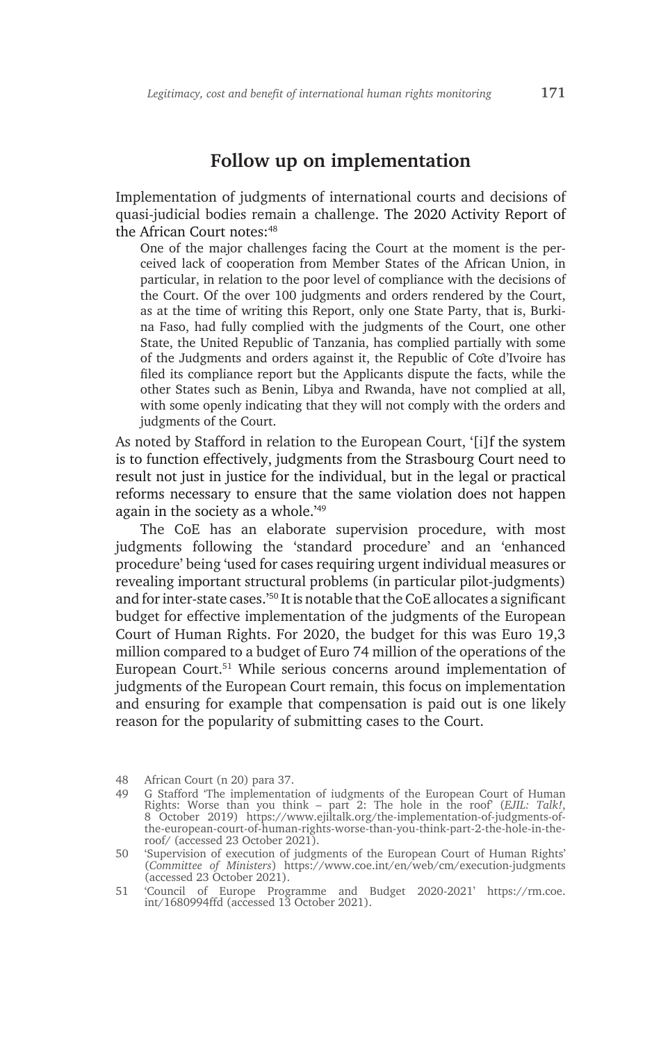## Follow up on implementation

Implementation of judgments of international courts and decisions of quasi-judicial bodies remain a challenge. The 2020 Activity Report of the African Court notes:[48]

> One of the major challenges facing the Court at the moment is the perceived lack of cooperation from Member States of the African Union, in particular, in relation to the poor level of compliance with the decisions of the Court. Of the over 100 judgments and orders rendered by the Court, as at the time of writing this Report, only one State Party, that is, Burkina Faso, had fully complied with the judgments of the Court, one other State, the United Republic of Tanzania, has complied partially with some of the Judgments and orders against it, the Republic of Côte d'Ivoire has filed its compliance report but the Applicants dispute the facts, while the other States such as Benin, Libya and Rwanda, have not complied at all, with some openly indicating that they will not comply with the orders and judgments of the Court.

As noted by Stafford in relation to the European Court, '[i]f the system is to function effectively, judgments from the Strasbourg Court need to result not just in justice for the individual, but in the legal or practical reforms necessary to ensure that the same violation does not happen again in the society as a whole.'[49]

The CoE has an elaborate supervision procedure, with most judgments following the 'standard procedure' and an 'enhanced procedure' being 'used for cases requiring urgent individual measures or revealing important structural problems (in particular pilot-judgments) and for inter-state cases.'[50] It is notable that the CoE allocates a significant budget for effective implementation of the judgments of the European Court of Human Rights. For 2020, the budget for this was Euro 19,3 million compared to a budget of Euro 74 million of the operations of the European Court.[51] While serious concerns around implementation of judgments of the European Court remain, this focus on implementation and ensuring for example that compensation is paid out is one likely reason for the popularity of submitting cases to the Court.

---

48 African Court (n 20) para 37.

49 G Stafford 'The implementation of iudgments of the European Court of Human Rights: Worse than you think – part 2: The hole in the roof' (*EJIL: Talk!*, 8 October 2019) https://www.ejiltalk.org/the-implementation-of-judgments-of-the-european-court-of-human-rights-worse-than-you-think-part-2-the-hole-in-the-roof/ (accessed 23 October 2021).

50 'Supervision of execution of judgments of the European Court of Human Rights' (*Committee of Ministers*) https://www.coe.int/en/web/cm/execution-judgments (accessed 23 October 2021).

51 'Council of Europe Programme and Budget 2020-2021' https://rm.coe.int/1680994ffd (accessed 13 October 2021).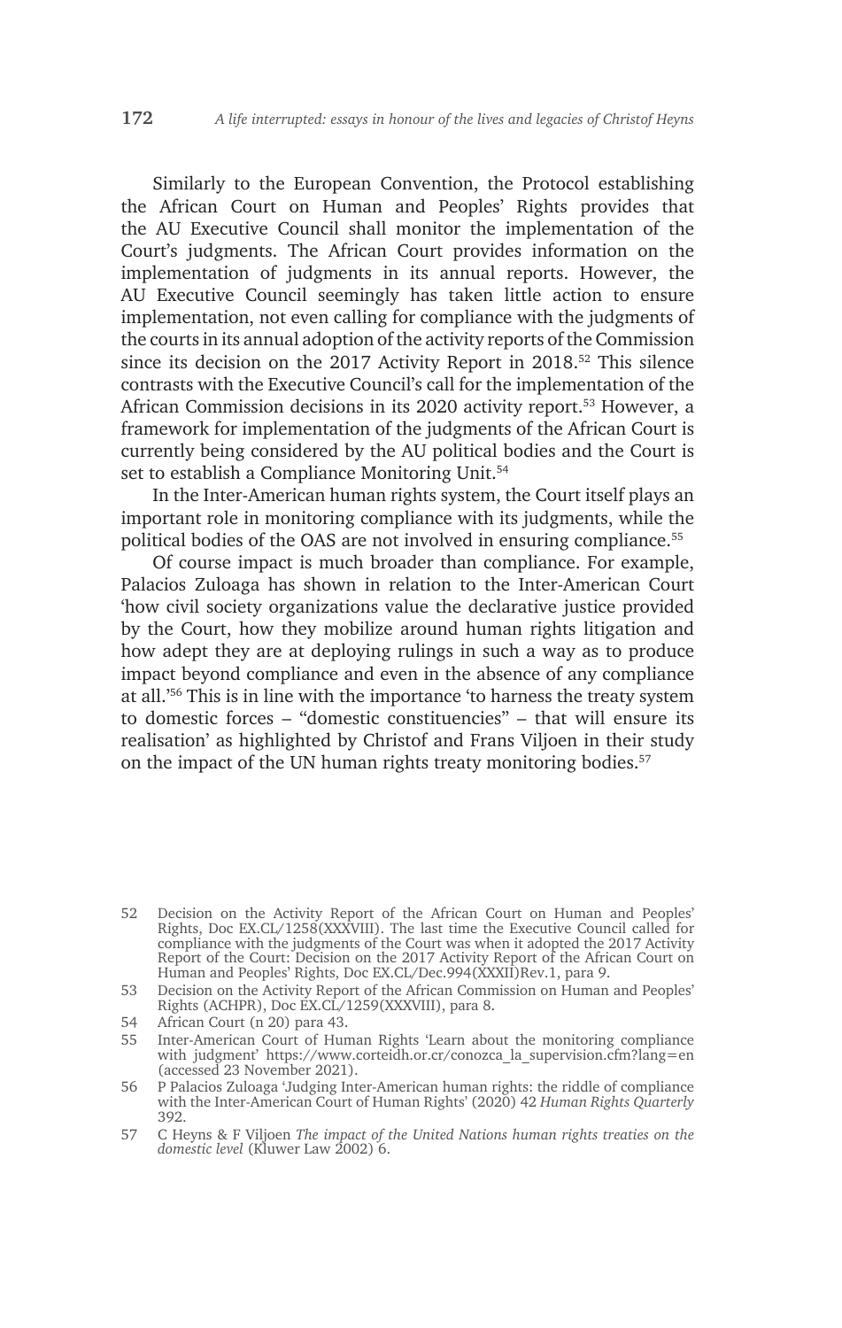Similarly to the European Convention, the Protocol establishing the African Court on Human and Peoples' Rights provides that the AU Executive Council shall monitor the implementation of the Court's judgments. The African Court provides information on the implementation of judgments in its annual reports. However, the AU Executive Council seemingly has taken little action to ensure implementation, not even calling for compliance with the judgments of the courts in its annual adoption of the activity reports of the Commission since its decision on the 2017 Activity Report in 2018.[52] This silence contrasts with the Executive Council's call for the implementation of the African Commission decisions in its 2020 activity report.[53] However, a framework for implementation of the judgments of the African Court is currently being considered by the AU political bodies and the Court is set to establish a Compliance Monitoring Unit.[54]

In the Inter-American human rights system, the Court itself plays an important role in monitoring compliance with its judgments, while the political bodies of the OAS are not involved in ensuring compliance.[55]

Of course impact is much broader than compliance. For example, Palacios Zuloaga has shown in relation to the Inter-American Court 'how civil society organizations value the declarative justice provided by the Court, how they mobilize around human rights litigation and how adept they are at deploying rulings in such a way as to produce impact beyond compliance and even in the absence of any compliance at all.'[56] This is in line with the importance 'to harness the treaty system to domestic forces – "domestic constituencies" – that will ensure its realisation' as highlighted by Christof and Frans Viljoen in their study on the impact of the UN human rights treaty monitoring bodies.[57]

---

52 Decision on the Activity Report of the African Court on Human and Peoples' Rights, Doc EX.CL/1258(XXXVIII). The last time the Executive Council called for compliance with the judgments of the Court was when it adopted the 2017 Activity Report of the Court: Decision on the 2017 Activity Report of the African Court on Human and Peoples' Rights, Doc EX.CL/Dec.994(XXXII)Rev.1, para 9.

53 Decision on the Activity Report of the African Commission on Human and Peoples' Rights (ACHPR), Doc EX.CL/1259(XXXVIII), para 8.

54 African Court (n 20) para 43.

55 Inter-American Court of Human Rights 'Learn about the monitoring compliance with judgment' https://www.corteidh.or.cr/conozca_la_supervision.cfm?lang=en (accessed 23 November 2021).

56 P Palacios Zuloaga 'Judging Inter-American human rights: the riddle of compliance with the Inter-American Court of Human Rights' (2020) 42 *Human Rights Quarterly* 392.

57 C Heyns & F Viljoen *The impact of the United Nations human rights treaties on the domestic level* (Kluwer Law 2002) 6.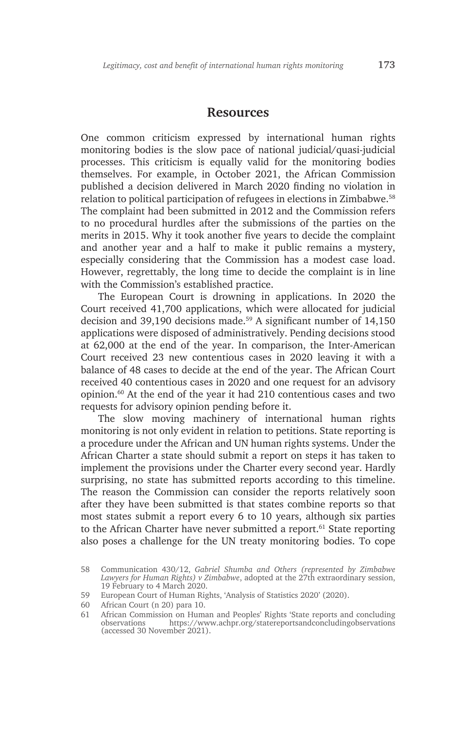## Resources

One common criticism expressed by international human rights monitoring bodies is the slow pace of national judicial/quasi-judicial processes. This criticism is equally valid for the monitoring bodies themselves. For example, in October 2021, the African Commission published a decision delivered in March 2020 finding no violation in relation to political participation of refugees in elections in Zimbabwe.[58] The complaint had been submitted in 2012 and the Commission refers to no procedural hurdles after the submissions of the parties on the merits in 2015. Why it took another five years to decide the complaint and another year and a half to make it public remains a mystery, especially considering that the Commission has a modest case load. However, regrettably, the long time to decide the complaint is in line with the Commission's established practice.

The European Court is drowning in applications. In 2020 the Court received 41,700 applications, which were allocated for judicial decision and 39,190 decisions made.[59] A significant number of 14,150 applications were disposed of administratively. Pending decisions stood at 62,000 at the end of the year. In comparison, the Inter-American Court received 23 new contentious cases in 2020 leaving it with a balance of 48 cases to decide at the end of the year. The African Court received 40 contentious cases in 2020 and one request for an advisory opinion.[60] At the end of the year it had 210 contentious cases and two requests for advisory opinion pending before it.

The slow moving machinery of international human rights monitoring is not only evident in relation to petitions. State reporting is a procedure under the African and UN human rights systems. Under the African Charter a state should submit a report on steps it has taken to implement the provisions under the Charter every second year. Hardly surprising, no state has submitted reports according to this timeline. The reason the Commission can consider the reports relatively soon after they have been submitted is that states combine reports so that most states submit a report every 6 to 10 years, although six parties to the African Charter have never submitted a report.[61] State reporting also poses a challenge for the UN treaty monitoring bodies. To cope

58 Communication 430/12, *Gabriel Shumba and Others (represented by Zimbabwe Lawyers for Human Rights) v Zimbabwe*, adopted at the 27th extraordinary session, 19 February to 4 March 2020.

59 European Court of Human Rights, 'Analysis of Statistics 2020' (2020).

60 African Court (n 20) para 10.

61 African Commission on Human and Peoples' Rights 'State reports and concluding observations https://www.achpr.org/statereportsandconcludingobservations (accessed 30 November 2021).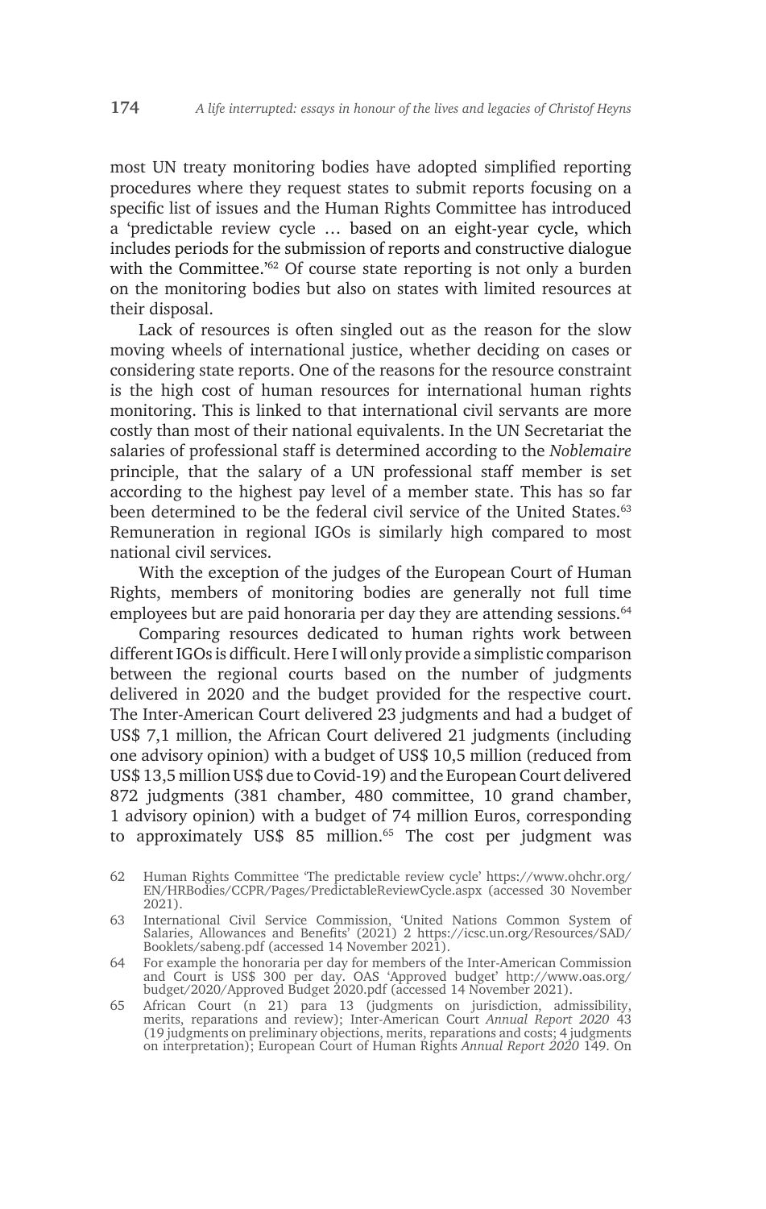most UN treaty monitoring bodies have adopted simplified reporting procedures where they request states to submit reports focusing on a specific list of issues and the Human Rights Committee has introduced a 'predictable review cycle … based on an eight-year cycle, which includes periods for the submission of reports and constructive dialogue with the Committee.'[62] Of course state reporting is not only a burden on the monitoring bodies but also on states with limited resources at their disposal.

Lack of resources is often singled out as the reason for the slow moving wheels of international justice, whether deciding on cases or considering state reports. One of the reasons for the resource constraint is the high cost of human resources for international human rights monitoring. This is linked to that international civil servants are more costly than most of their national equivalents. In the UN Secretariat the salaries of professional staff is determined according to the *Noblemaire* principle, that the salary of a UN professional staff member is set according to the highest pay level of a member state. This has so far been determined to be the federal civil service of the United States.[63] Remuneration in regional IGOs is similarly high compared to most national civil services.

With the exception of the judges of the European Court of Human Rights, members of monitoring bodies are generally not full time employees but are paid honoraria per day they are attending sessions.[64]

Comparing resources dedicated to human rights work between different IGOs is difficult. Here I will only provide a simplistic comparison between the regional courts based on the number of judgments delivered in 2020 and the budget provided for the respective court. The Inter-American Court delivered 23 judgments and had a budget of US$ 7,1 million, the African Court delivered 21 judgments (including one advisory opinion) with a budget of US$ 10,5 million (reduced from US$ 13,5 million US$ due to Covid-19) and the European Court delivered 872 judgments (381 chamber, 480 committee, 10 grand chamber, 1 advisory opinion) with a budget of 74 million Euros, corresponding to approximately US$ 85 million.[65] The cost per judgment was

62 Human Rights Committee 'The predictable review cycle' https://www.ohchr.org/EN/HRBodies/CCPR/Pages/PredictableReviewCycle.aspx (accessed 30 November 2021).

63 International Civil Service Commission, 'United Nations Common System of Salaries, Allowances and Benefits' (2021) 2 https://icsc.un.org/Resources/SAD/Booklets/sabeng.pdf (accessed 14 November 2021).

64 For example the honoraria per day for members of the Inter-American Commission and Court is US$ 300 per day. OAS 'Approved budget' http://www.oas.org/budget/2020/Approved Budget 2020.pdf (accessed 14 November 2021).

65 African Court (n 21) para 13 (judgments on jurisdiction, admissibility, merits, reparations and review); Inter-American Court *Annual Report 2020* 43 (19 judgments on preliminary objections, merits, reparations and costs; 4 judgments on interpretation); European Court of Human Rights *Annual Report 2020* 149. On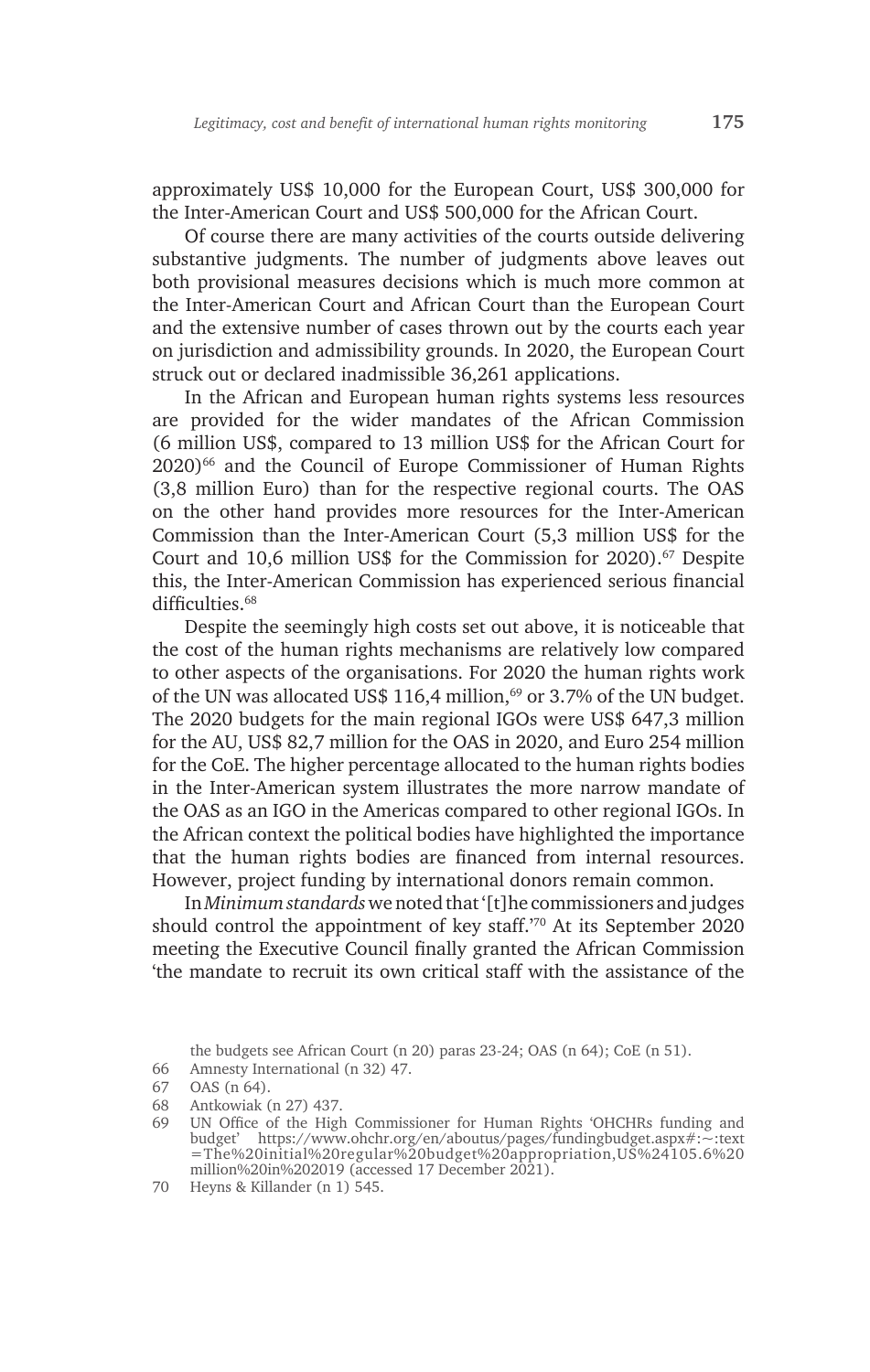approximately US$ 10,000 for the European Court, US$ 300,000 for the Inter-American Court and US$ 500,000 for the African Court.

Of course there are many activities of the courts outside delivering substantive judgments. The number of judgments above leaves out both provisional measures decisions which is much more common at the Inter-American Court and African Court than the European Court and the extensive number of cases thrown out by the courts each year on jurisdiction and admissibility grounds. In 2020, the European Court struck out or declared inadmissible 36,261 applications.

In the African and European human rights systems less resources are provided for the wider mandates of the African Commission (6 million US$, compared to 13 million US$ for the African Court for 2020)[66] and the Council of Europe Commissioner of Human Rights (3,8 million Euro) than for the respective regional courts. The OAS on the other hand provides more resources for the Inter-American Commission than the Inter-American Court (5,3 million US$ for the Court and 10,6 million US$ for the Commission for 2020).[67] Despite this, the Inter-American Commission has experienced serious financial difficulties.[68]

Despite the seemingly high costs set out above, it is noticeable that the cost of the human rights mechanisms are relatively low compared to other aspects of the organisations. For 2020 the human rights work of the UN was allocated US$ 116,4 million,[69] or 3.7% of the UN budget. The 2020 budgets for the main regional IGOs were US$ 647,3 million for the AU, US$ 82,7 million for the OAS in 2020, and Euro 254 million for the CoE. The higher percentage allocated to the human rights bodies in the Inter-American system illustrates the more narrow mandate of the OAS as an IGO in the Americas compared to other regional IGOs. In the African context the political bodies have highlighted the importance that the human rights bodies are financed from internal resources. However, project funding by international donors remain common.

In *Minimum standards* we noted that '[t]he commissioners and judges should control the appointment of key staff.'[70] At its September 2020 meeting the Executive Council finally granted the African Commission 'the mandate to recruit its own critical staff with the assistance of the

the budgets see African Court (n 20) paras 23-24; OAS (n 64); CoE (n 51).

66 Amnesty International (n 32) 47.

67 OAS (n 64).

68 Antkowiak (n 27) 437.

69 UN Office of the High Commissioner for Human Rights 'OHCHRs funding and budget' https://www.ohchr.org/en/aboutus/pages/fundingbudget.aspx#:~:text=The%20initial%20regular%20budget%20appropriation,US%24105.6%20million%20in%202019 (accessed 17 December 2021).

70 Heyns & Killander (n 1) 545.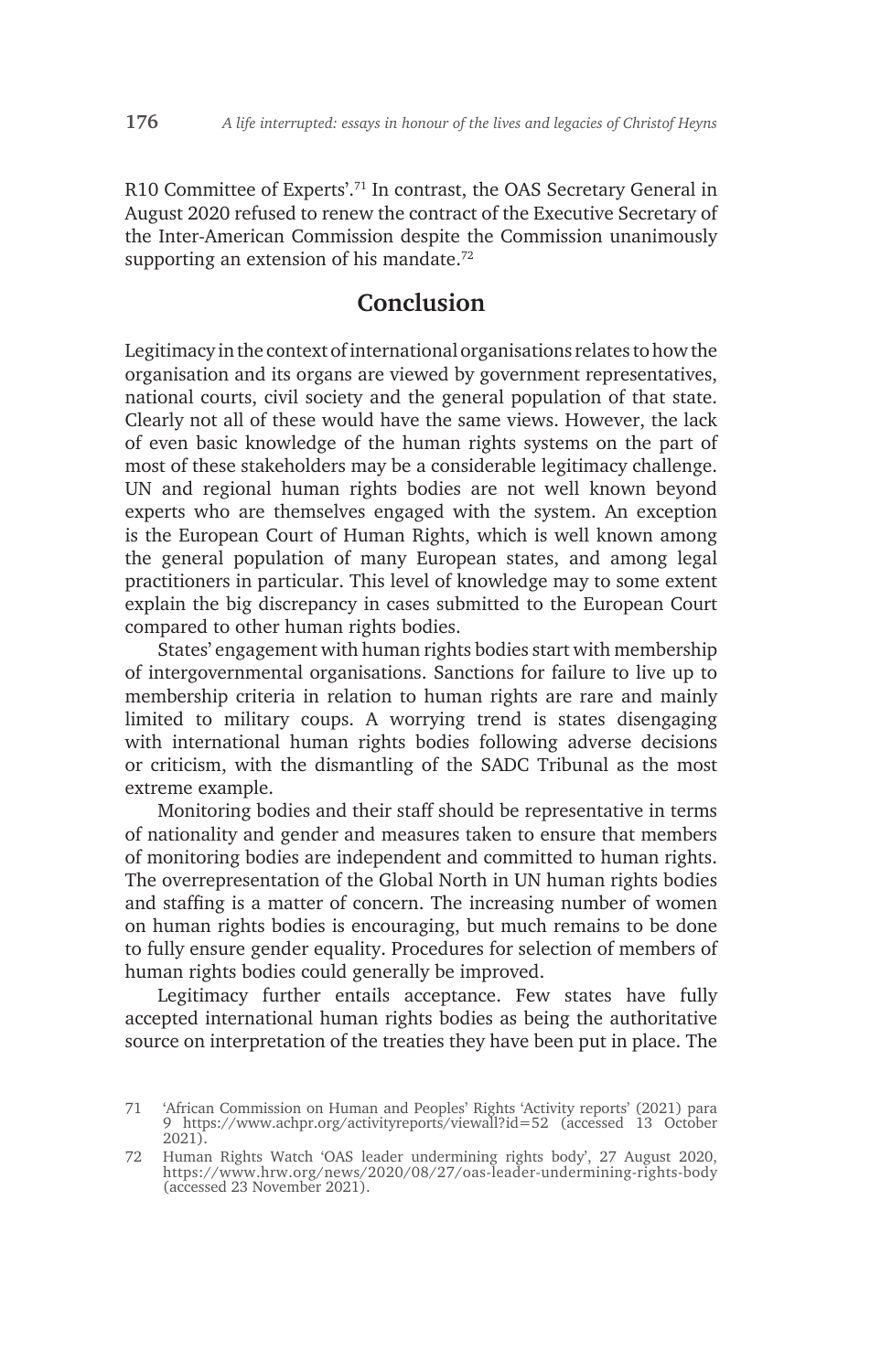R10 Committee of Experts'.[71] In contrast, the OAS Secretary General in August 2020 refused to renew the contract of the Executive Secretary of the Inter-American Commission despite the Commission unanimously supporting an extension of his mandate.[72]

## Conclusion

Legitimacy in the context of international organisations relates to how the organisation and its organs are viewed by government representatives, national courts, civil society and the general population of that state. Clearly not all of these would have the same views. However, the lack of even basic knowledge of the human rights systems on the part of most of these stakeholders may be a considerable legitimacy challenge. UN and regional human rights bodies are not well known beyond experts who are themselves engaged with the system. An exception is the European Court of Human Rights, which is well known among the general population of many European states, and among legal practitioners in particular. This level of knowledge may to some extent explain the big discrepancy in cases submitted to the European Court compared to other human rights bodies.

States' engagement with human rights bodies start with membership of intergovernmental organisations. Sanctions for failure to live up to membership criteria in relation to human rights are rare and mainly limited to military coups. A worrying trend is states disengaging with international human rights bodies following adverse decisions or criticism, with the dismantling of the SADC Tribunal as the most extreme example.

Monitoring bodies and their staff should be representative in terms of nationality and gender and measures taken to ensure that members of monitoring bodies are independent and committed to human rights. The overrepresentation of the Global North in UN human rights bodies and staffing is a matter of concern. The increasing number of women on human rights bodies is encouraging, but much remains to be done to fully ensure gender equality. Procedures for selection of members of human rights bodies could generally be improved.

Legitimacy further entails acceptance. Few states have fully accepted international human rights bodies as being the authoritative source on interpretation of the treaties they have been put in place. The

71 'African Commission on Human and Peoples' Rights 'Activity reports' (2021) para 9 https://www.achpr.org/activityreports/viewall?id=52 (accessed 13 October 2021).

72 Human Rights Watch 'OAS leader undermining rights body', 27 August 2020, https://www.hrw.org/news/2020/08/27/oas-leader-undermining-rights-body (accessed 23 November 2021).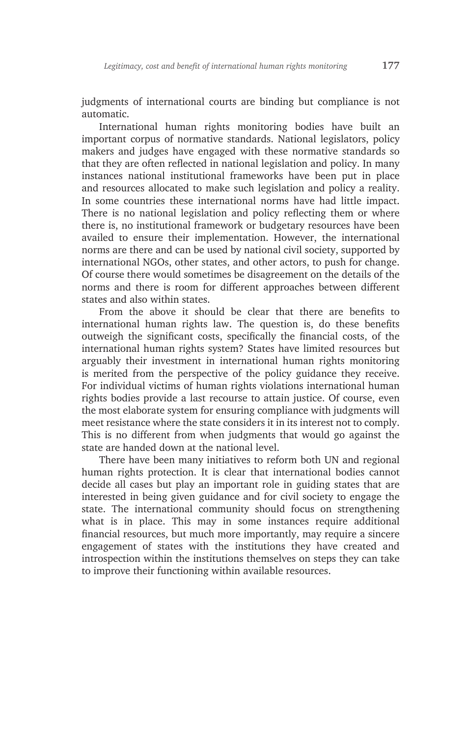judgments of international courts are binding but compliance is not automatic.

International human rights monitoring bodies have built an important corpus of normative standards. National legislators, policy makers and judges have engaged with these normative standards so that they are often reflected in national legislation and policy. In many instances national institutional frameworks have been put in place and resources allocated to make such legislation and policy a reality. In some countries these international norms have had little impact. There is no national legislation and policy reflecting them or where there is, no institutional framework or budgetary resources have been availed to ensure their implementation. However, the international norms are there and can be used by national civil society, supported by international NGOs, other states, and other actors, to push for change. Of course there would sometimes be disagreement on the details of the norms and there is room for different approaches between different states and also within states.

From the above it should be clear that there are benefits to international human rights law. The question is, do these benefits outweigh the significant costs, specifically the financial costs, of the international human rights system? States have limited resources but arguably their investment in international human rights monitoring is merited from the perspective of the policy guidance they receive. For individual victims of human rights violations international human rights bodies provide a last recourse to attain justice. Of course, even the most elaborate system for ensuring compliance with judgments will meet resistance where the state considers it in its interest not to comply. This is no different from when judgments that would go against the state are handed down at the national level.

There have been many initiatives to reform both UN and regional human rights protection. It is clear that international bodies cannot decide all cases but play an important role in guiding states that are interested in being given guidance and for civil society to engage the state. The international community should focus on strengthening what is in place. This may in some instances require additional financial resources, but much more importantly, may require a sincere engagement of states with the institutions they have created and introspection within the institutions themselves on steps they can take to improve their functioning within available resources.